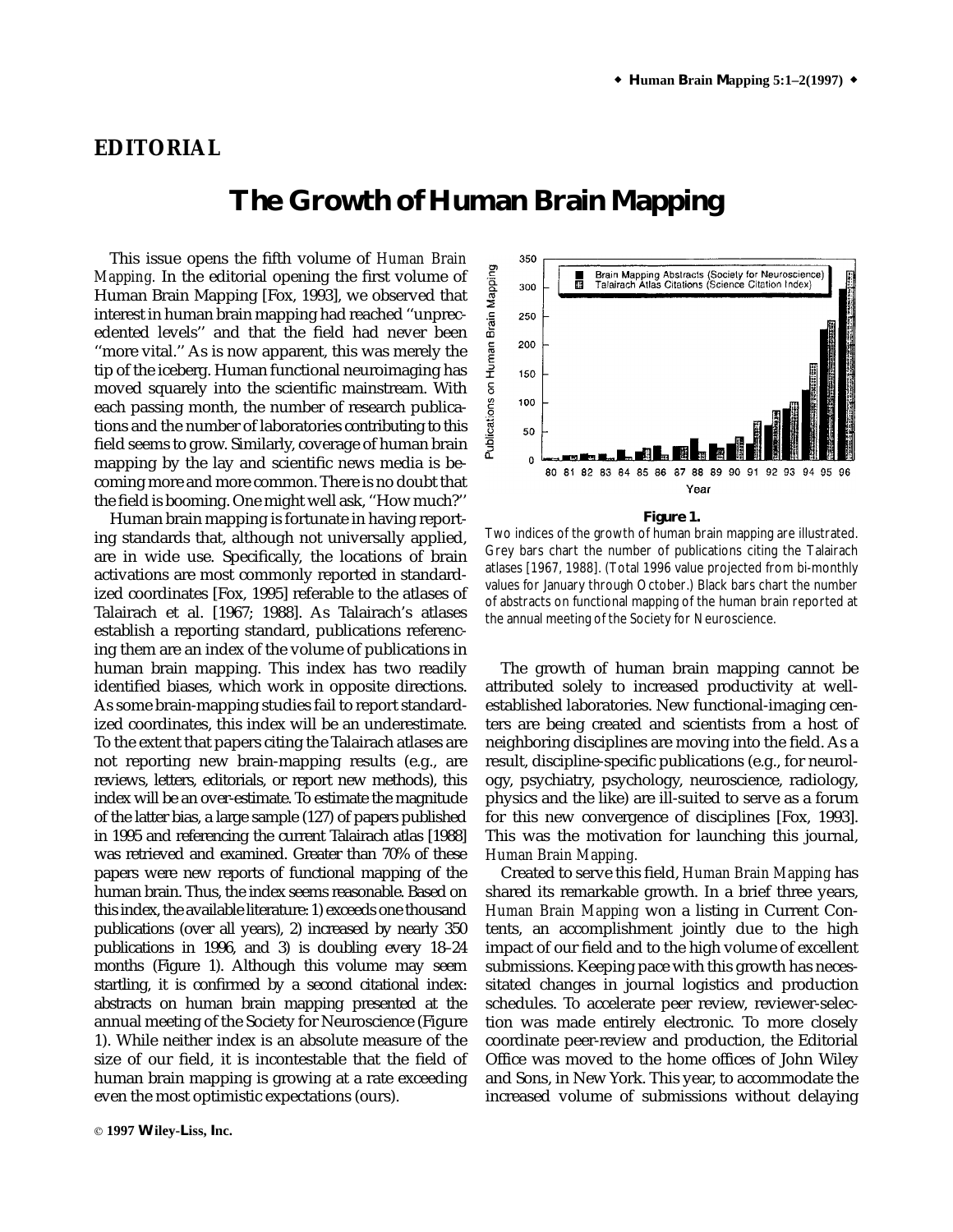## EDITORIAL

# The Growth of Human Brain Mapping

This issue opens the fifth volume of *Human Brain Mapping.* In the editorial opening the first volume of Human Brain Mapping [Fox, 1993], we observed that interest in human brain mapping had reached ''unprecedented levels'' and that the field had never been ''more vital.'' As is now apparent, this was merely the tip of the iceberg. Human functional neuroimaging has moved squarely into the scientific mainstream. With each passing month, the number of research publications and the number of laboratories contributing to this field seems to grow. Similarly, coverage of human brain mapping by the lay and scientific news media is becoming more and more common. There is no doubt that the field is booming. One might well ask, ''How much?''

Human brain mapping is fortunate in having reporting standards that, although not universally applied, are in wide use. Specifically, the locations of brain activations are most commonly reported in standardized coordinates [Fox, 1995] referable to the atlases of Talairach et al. [1967; 1988]. As Talairach's atlases establish a reporting standard, publications referencing them are an index of the volume of publications in human brain mapping. This index has two readily identified biases, which work in opposite directions. As some brain-mapping studies fail to report standardized coordinates, this index will be an underestimate. To the extent that papers citing the Talairach atlases are not reporting new brain-mapping results (e.g., are reviews, letters, editorials, or report new methods), this index will be an over-estimate. To estimate the magnitude of the latter bias, a large sample (127) of papers published in 1995 and referencing the current Talairach atlas [1988] was retrieved and examined. Greater than 70% of these papers were new reports of functional mapping of the human brain. Thus, the index seems reasonable. Based on this index, the available literature: 1) exceeds one thousand publications (over all years), 2) increased by nearly 350 publications in 1996, and 3) is doubling every 18–24 months (Figure 1). Although this volume may seem startling, it is confirmed by a second citational index: abstracts on human brain mapping presented at the annual meeting of the Society for Neuroscience (Figure 1). While neither index is an absolute measure of the size of our field, it is incontestable that the field of human brain mapping is growing at a rate exceeding even the most optimistic expectations (ours).

**Figure 1.**

Two indices of the growth of human brain mapping are illustrated. Grey bars chart the number of publications citing the Talairach atlases [1967, 1988]. (Total 1996 value projected from bi-monthly values for January through October.) Black bars chart the number of abstracts on functional mapping of the human brain reported at the annual meeting of the Society for Neuroscience.

The growth of human brain mapping cannot be attributed solely to increased productivity at well-established laboratories. New functional-imaging centers are being created and scientists from a host of neighboring disciplines are moving into the field. As a result, discipline-specific publications (e.g., for neurology, psychiatry, psychology, neuroscience, radiology, physics and the like) are ill-suited to serve as a forum for this new convergence of disciplines [Fox, 1993]. This was the motivation for launching this journal, *Human Brain Mapping.*

Created to serve this field, *Human Brain Mapping* has shared its remarkable growth. In a brief three years, *Human Brain Mapping* won a listing in Current Contents, an accomplishment jointly due to the high impact of our field and to the high volume of excellent submissions. Keeping pace with this growth has necessitated changes in journal logistics and production schedules. To accelerate peer review, reviewer-selection was made entirely electronic. To more closely coordinate peer-review and production, the Editorial Office was moved to the home offices of John Wiley and Sons, in New York. This year, to accommodate the increased volume of submissions without delaying

© 1997 Wiley-Liss, Inc.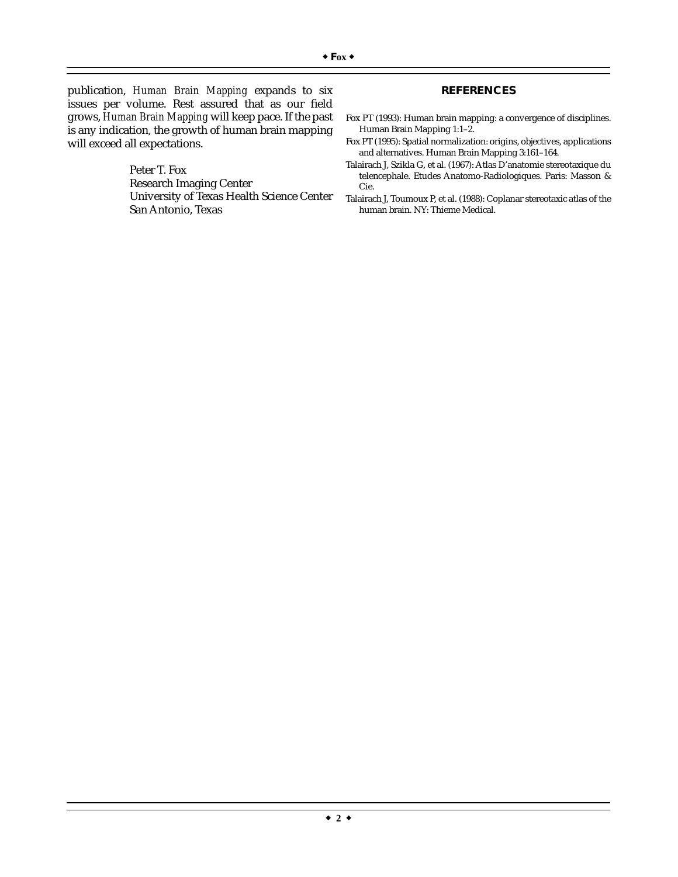publication, *Human Brain Mapping* expands to six issues per volume. Rest assured that as our field grows, *Human Brain Mapping* will keep pace. If the past is any indication, the growth of human brain mapping will exceed all expectations.

Peter T. Fox
Research Imaging Center
University of Texas Health Science Center
San Antonio, Texas

## REFERENCES

Fox PT (1993): Human brain mapping: a convergence of disciplines. Human Brain Mapping 1:1–2.

Fox PT (1995): Spatial normalization: origins, objectives, applications and alternatives. Human Brain Mapping 3:161–164.

Talairach J, Szikla G, et al. (1967): Atlas D'anatomie stereotaxique du telencephale. Etudes Anatomo-Radiologiques. Paris: Masson & Cie.

Talairach J, Tournoux P, et al. (1988): Coplanar stereotaxic atlas of the human brain. NY: Thieme Medical.